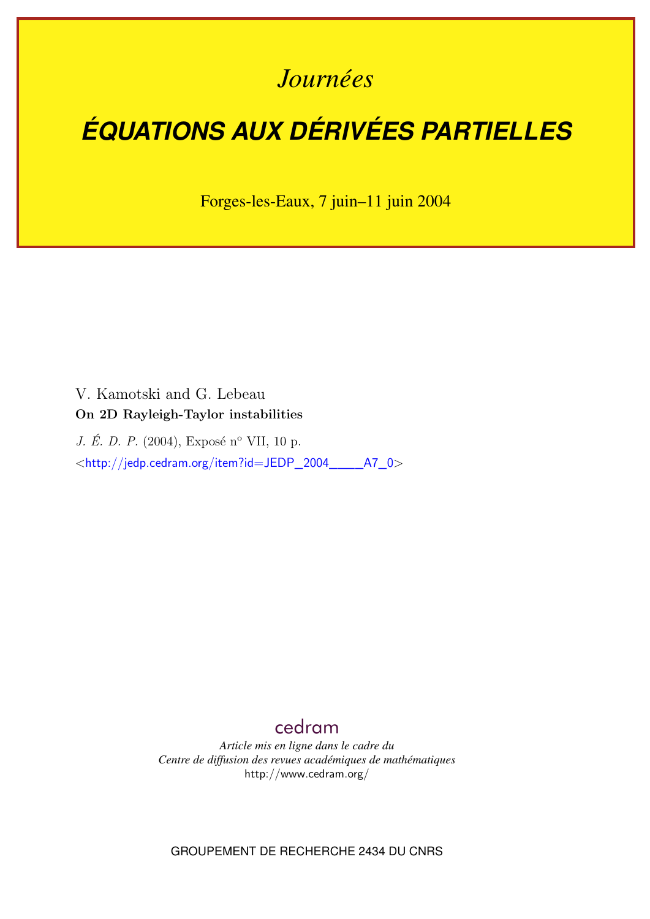*Journées*

# ÉQUATIONS AUX DÉRIVÉES PARTIELLES

Forges-les-Eaux, 7 juin–11 juin 2004

V. Kamotski and G. Lebeau

**On 2D Rayleigh-Taylor instabilities**

*J. É. D. P.* (2004), Exposé n$^{o}$ VII, 10 p.

<http://jedp.cedram.org/item?id=JEDP_2004____A7_0>

cedram

*Article mis en ligne dans le cadre du*
*Centre de diffusion des revues académiques de mathématiques*
http://www.cedram.org/

GROUPEMENT DE RECHERCHE 2434 DU CNRS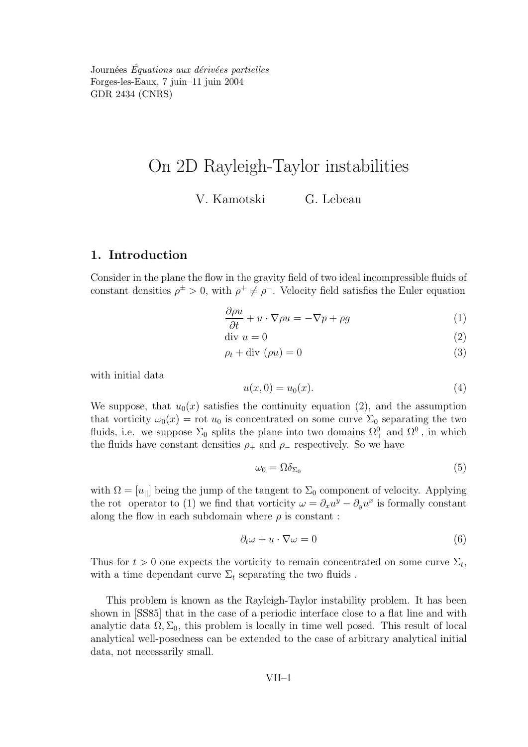Journées *Équations aux dérivées partielles*
Forges-les-Eaux, 7 juin–11 juin 2004
GDR 2434 (CNRS)

# On 2D Rayleigh-Taylor instabilities

V. Kamotski G. Lebeau

## 1. Introduction

Consider in the plane the flow in the gravity field of two ideal incompressible fluids of constant densities $\rho^{\pm} > 0$, with $\rho^{+} \neq \rho^{-}$. Velocity field satisfies the Euler equation

$$\frac{\partial \rho u}{\partial t} + u \cdot \nabla \rho u = -\nabla p + \rho g \tag{1}$$

$$\text{div } u = 0 \tag{2}$$

$$\rho_t + \text{div } (\rho u) = 0 \tag{3}$$

with initial data

$$u(x, 0) = u_0(x). \tag{4}$$

We suppose, that $u_0(x)$ satisfies the continuity equation (2), and the assumption that vorticity $\omega_0(x) = \text{rot } u_0$ is concentrated on some curve $\Sigma_0$ separating the two fluids, i.e. we suppose $\Sigma_0$ splits the plane into two domains $\Omega_+^0$ and $\Omega_-^0$, in which the fluids have constant densities $\rho_+$ and $\rho_-$ respectively. So we have

$$\omega_0 = \Omega \delta_{\Sigma_0} \tag{5}$$

with $\Omega = [u_{||}]$ being the jump of the tangent to $\Sigma_0$ component of velocity. Applying the rot operator to (1) we find that vorticity $\omega = \partial_x u^y - \partial_y u^x$ is formally constant along the flow in each subdomain where $\rho$ is constant :

$$\partial_t \omega + u \cdot \nabla \omega = 0 \tag{6}$$

Thus for $t > 0$ one expects the vorticity to remain concentrated on some curve $\Sigma_t$, with a time dependant curve $\Sigma_t$ separating the two fluids .

This problem is known as the Rayleigh-Taylor instability problem. It has been shown in [SS85] that in the case of a periodic interface close to a flat line and with analytic data $\Omega, \Sigma_0$, this problem is locally in time well posed. This result of local analytical well-posedness can be extended to the case of arbitrary analytical initial data, not necessarily small.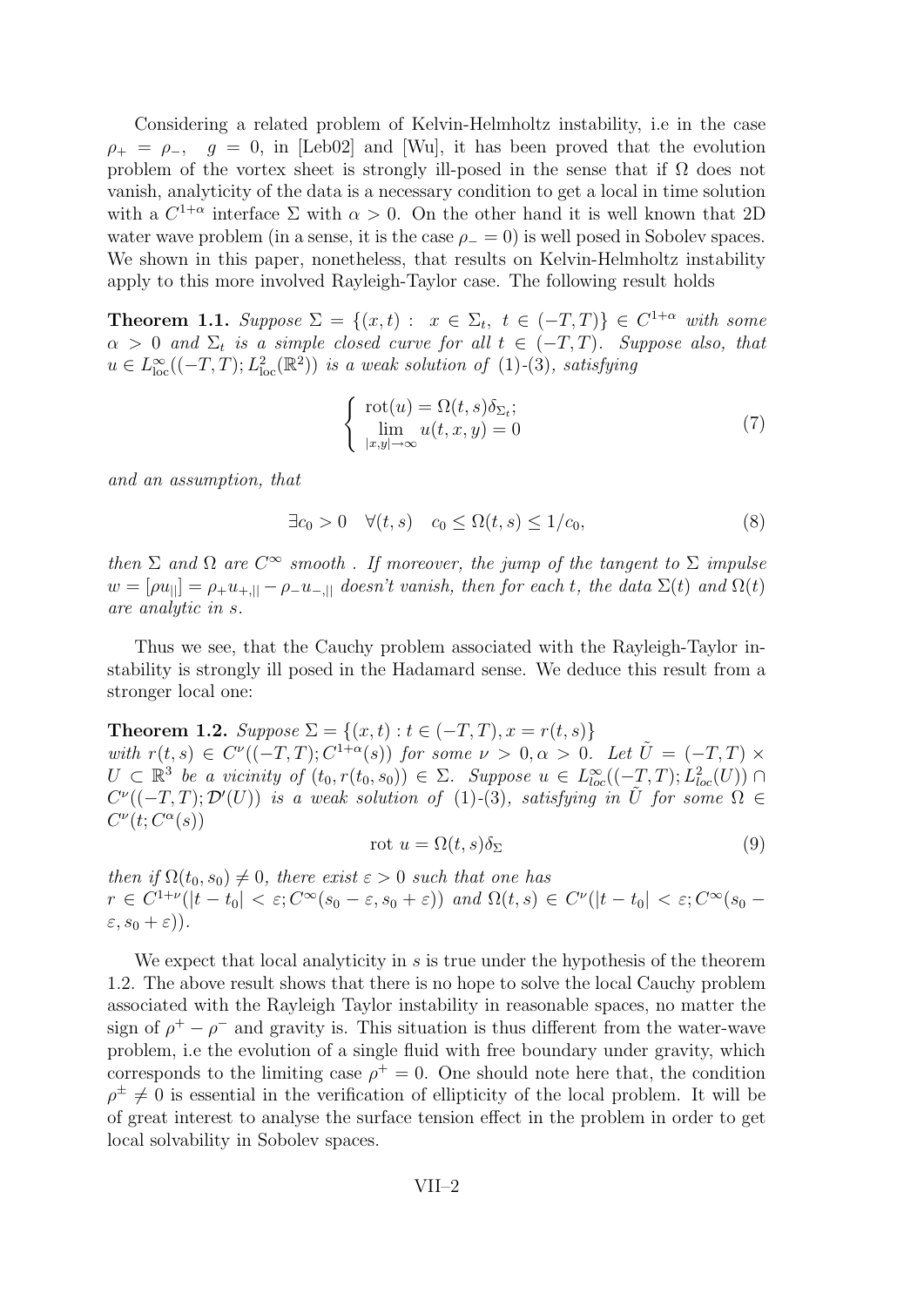Considering a related problem of Kelvin-Helmholtz instability, i.e in the case $\rho_+ = \rho_-$, $g = 0$, in [Leb02] and [Wu], it has been proved that the evolution problem of the vortex sheet is strongly ill-posed in the sense that if $\Omega$ does not vanish, analyticity of the data is a necessary condition to get a local in time solution with a $C^{1+\alpha}$ interface $\Sigma$ with $\alpha > 0$. On the other hand it is well known that 2D water wave problem (in a sense, it is the case $\rho_- = 0$) is well posed in Sobolev spaces. We shown in this paper, nonetheless, that results on Kelvin-Helmholtz instability apply to this more involved Rayleigh-Taylor case. The following result holds

**Theorem 1.1.** *Suppose* $\Sigma = \{(x,t) : \ x \in \Sigma_t, \ t \in (-T,T)\} \in C^{1+\alpha}$ *with some* $\alpha > 0$ *and* $\Sigma_t$ *is a simple closed curve for all* $t \in (-T,T)$. *Suppose also, that* $u \in L^\infty_{\rm loc}((-T,T); L^2_{\rm loc}(\mathbb{R}^2))$ *is a weak solution of* (1)-(3)*, satisfying*

$$\begin{cases} \operatorname{rot}(u) = \Omega(t,s)\delta_{\Sigma_t}; \\ \lim\limits_{|x,y|\to\infty} u(t,x,y) = 0 \end{cases} \tag{7}$$

*and an assumption, that*

$$\exists c_0 > 0 \quad \forall (t,s) \quad c_0 \le \Omega(t,s) \le 1/c_0, \tag{8}$$

*then* $\Sigma$ *and* $\Omega$ *are* $C^\infty$ *smooth . If moreover, the jump of the tangent to* $\Sigma$ *impulse* $w = [\rho u_{||}] = \rho_+ u_{+,||} - \rho_- u_{-,||}$ *doesn't vanish, then for each* $t$*, the data* $\Sigma(t)$ *and* $\Omega(t)$ *are analytic in* $s$.

Thus we see, that the Cauchy problem associated with the Rayleigh-Taylor instability is strongly ill posed in the Hadamard sense. We deduce this result from a stronger local one:

**Theorem 1.2.** *Suppose* $\Sigma = \{(x,t) : t \in (-T,T), x = r(t,s)\}$ *with* $r(t,s) \in C^\nu((-T,T); C^{1+\alpha}(s))$ *for some* $\nu > 0, \alpha > 0$. *Let* $\tilde{U} = (-T,T) \times U \subset \mathbb{R}^3$ *be a vicinity of* $(t_0, r(t_0,s_0)) \in \Sigma$. *Suppose* $u \in L^\infty_{loc}((-T,T); L^2_{loc}(U)) \cap C^\nu((-T,T); \mathcal{D}'(U))$ *is a weak solution of* (1)-(3)*, satisfying in* $\tilde{U}$ *for some* $\Omega \in C^\nu(t; C^\alpha(s))$

$$\operatorname{rot}\, u = \Omega(t,s)\delta_\Sigma \tag{9}$$

*then if* $\Omega(t_0,s_0) \neq 0$*, there exist* $\varepsilon > 0$ *such that one has* $r \in C^{1+\nu}(|t-t_0| < \varepsilon; C^\infty(s_0-\varepsilon, s_0+\varepsilon))$ *and* $\Omega(t,s) \in C^\nu(|t-t_0| < \varepsilon; C^\infty(s_0 - \varepsilon, s_0+\varepsilon))$.

We expect that local analyticity in $s$ is true under the hypothesis of the theorem 1.2. The above result shows that there is no hope to solve the local Cauchy problem associated with the Rayleigh Taylor instability in reasonable spaces, no matter the sign of $\rho^+ - \rho^-$ and gravity is. This situation is thus different from the water-wave problem, i.e the evolution of a single fluid with free boundary under gravity, which corresponds to the limiting case $\rho^+ = 0$. One should note here that, the condition $\rho^\pm \neq 0$ is essential in the verification of ellipticity of the local problem. It will be of great interest to analyse the surface tension effect in the problem in order to get local solvability in Sobolev spaces.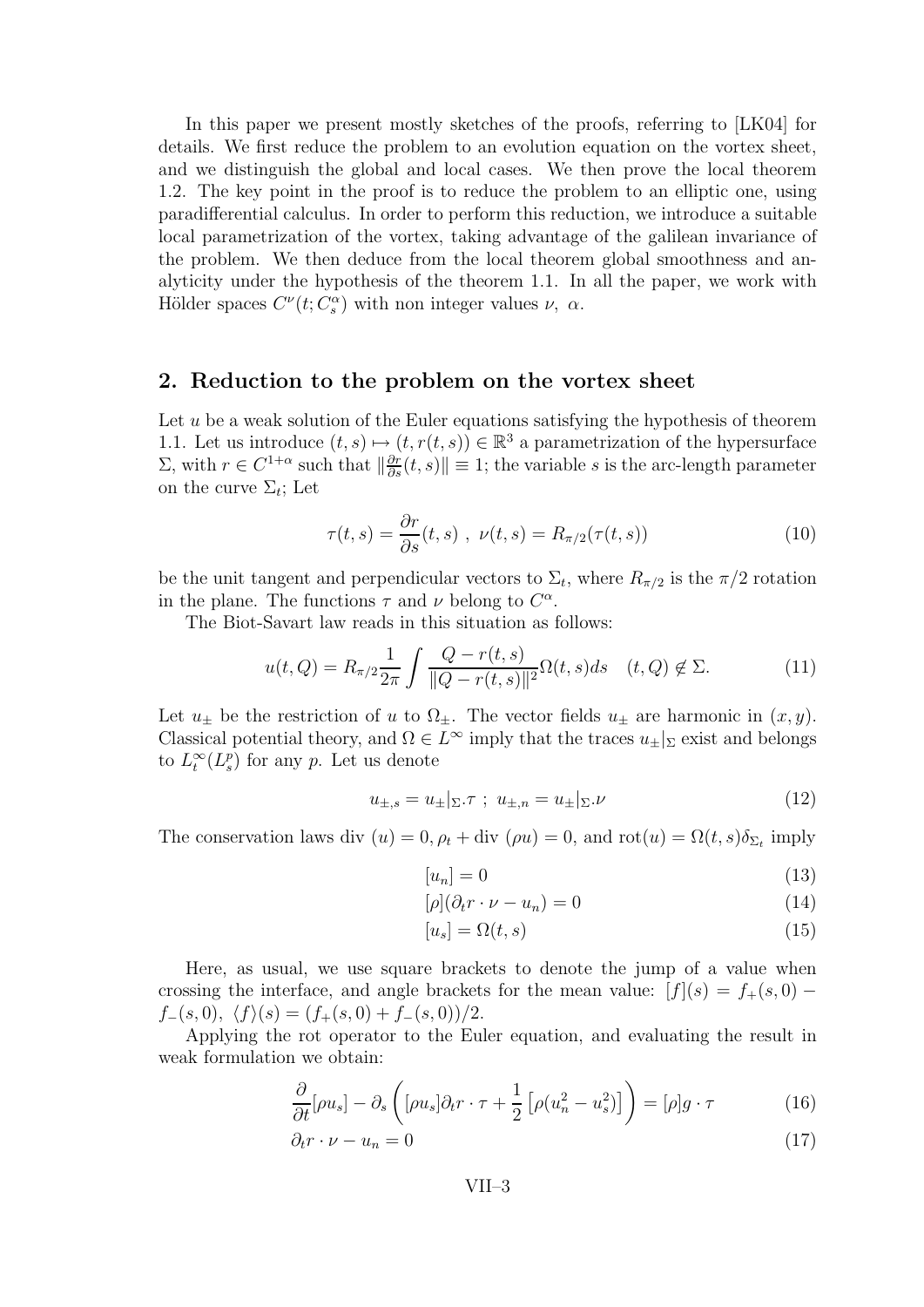In this paper we present mostly sketches of the proofs, referring to [LK04] for details. We first reduce the problem to an evolution equation on the vortex sheet, and we distinguish the global and local cases. We then prove the local theorem 1.2. The key point in the proof is to reduce the problem to an elliptic one, using paradifferential calculus. In order to perform this reduction, we introduce a suitable local parametrization of the vortex, taking advantage of the galilean invariance of the problem. We then deduce from the local theorem global smoothness and analyticity under the hypothesis of the theorem 1.1. In all the paper, we work with Hölder spaces $C^\nu(t; C^\alpha_s)$ with non integer values $\nu,\ \alpha$.

## 2. Reduction to the problem on the vortex sheet

Let $u$ be a weak solution of the Euler equations satisfying the hypothesis of theorem 1.1. Let us introduce $(t,s) \mapsto (t, r(t,s)) \in \mathbb{R}^3$ a parametrization of the hypersurface $\Sigma$, with $r \in C^{1+\alpha}$ such that $\|\frac{\partial r}{\partial s}(t,s)\| \equiv 1$; the variable $s$ is the arc-length parameter on the curve $\Sigma_t$; Let

$$\tau(t,s) = \frac{\partial r}{\partial s}(t,s)\ ,\ \nu(t,s) = R_{\pi/2}(\tau(t,s)) \tag{10}$$

be the unit tangent and perpendicular vectors to $\Sigma_t$, where $R_{\pi/2}$ is the $\pi/2$ rotation in the plane. The functions $\tau$ and $\nu$ belong to $C^\alpha$.

The Biot-Savart law reads in this situation as follows:

$$u(t,Q) = R_{\pi/2}\frac{1}{2\pi}\int \frac{Q - r(t,s)}{\|Q - r(t,s)\|^2}\Omega(t,s)ds \quad (t,Q) \notin \Sigma. \tag{11}$$

Let $u_\pm$ be the restriction of $u$ to $\Omega_\pm$. The vector fields $u_\pm$ are harmonic in $(x,y)$. Classical potential theory, and $\Omega \in L^\infty$ imply that the traces $u_\pm|_\Sigma$ exist and belongs to $L^\infty_t(L^p_s)$ for any $p$. Let us denote

$$u_{\pm,s} = u_\pm|_\Sigma.\tau\ ;\ u_{\pm,n} = u_\pm|_\Sigma.\nu \tag{12}$$

The conservation laws div $(u) = 0$, $\rho_t +$ div $(\rho u) = 0$, and $\mathrm{rot}(u) = \Omega(t,s)\delta_{\Sigma_t}$ imply

$$[u_n] = 0 \tag{13}$$

$$[\rho](\partial_t r\cdot\nu - u_n) = 0 \tag{14}$$

$$[u_s] = \Omega(t,s) \tag{15}$$

Here, as usual, we use square brackets to denote the jump of a value when crossing the interface, and angle brackets for the mean value: $[f](s) = f_+(s,0) - f_-(s,0)$, $\langle f\rangle(s) = (f_+(s,0) + f_-(s,0))/2$.

Applying the rot operator to the Euler equation, and evaluating the result in weak formulation we obtain:

$$\frac{\partial}{\partial t}[\rho u_s] - \partial_s\left([\rho u_s]\partial_t r\cdot\tau + \frac{1}{2}\left[\rho(u_n^2 - u_s^2)\right]\right) = [\rho]g\cdot\tau \tag{16}$$

$$\partial_t r\cdot\nu - u_n = 0 \tag{17}$$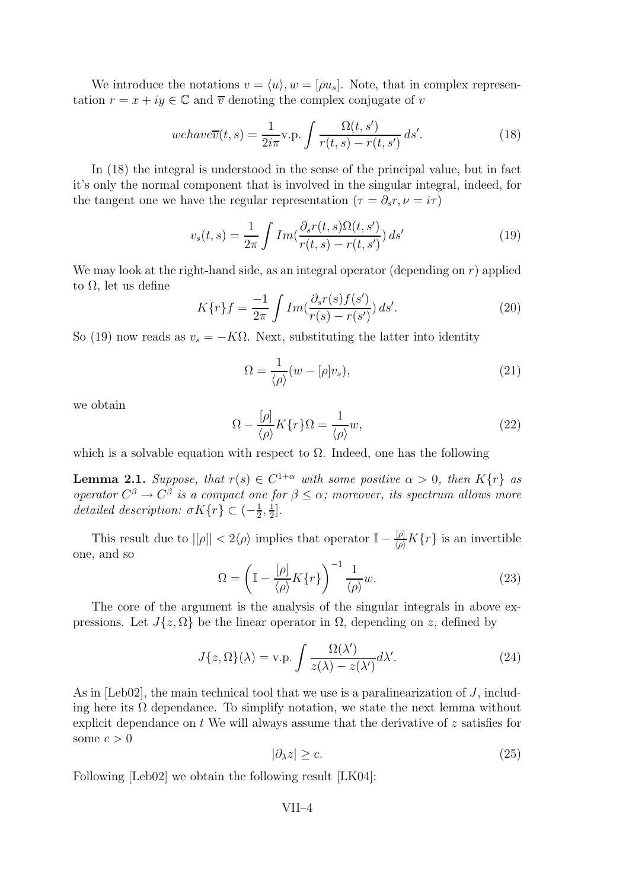We introduce the notations $v = \langle u \rangle, w = [\rho u_s]$. Note, that in complex representation $r = x + iy \in \mathbb{C}$ and $\overline{v}$ denoting the complex conjugate of $v$

$$
we have \overline{v}(t,s) = \frac{1}{2i\pi} \text{v.p.} \int \frac{\Omega(t,s')}{r(t,s) - r(t,s')}\, ds'. \tag{18}
$$

In (18) the integral is understood in the sense of the principal value, but in fact it's only the normal component that is involved in the singular integral, indeed, for the tangent one we have the regular representation ($\tau = \partial_s r, \nu = i\tau$)

$$
v_s(t,s) = \frac{1}{2\pi} \int Im\left(\frac{\partial_s r(t,s)\Omega(t,s')}{r(t,s) - r(t,s')}\right) ds' \tag{19}
$$

We may look at the right-hand side, as an integral operator (depending on $r$) applied to $\Omega$, let us define

$$
K\{r\}f = \frac{-1}{2\pi} \int Im\left(\frac{\partial_s r(s) f(s')}{r(s) - r(s')}\right) ds'. \tag{20}
$$

So (19) now reads as $v_s = -K\Omega$. Next, substituting the latter into identity

$$
\Omega = \frac{1}{\langle \rho \rangle}(w - [\rho] v_s), \tag{21}
$$

we obtain

$$
\Omega - \frac{[\rho]}{\langle \rho \rangle} K\{r\}\Omega = \frac{1}{\langle \rho \rangle} w, \tag{22}
$$

which is a solvable equation with respect to $\Omega$. Indeed, one has the following

**Lemma 2.1.** *Suppose, that $r(s) \in C^{1+\alpha}$ with some positive $\alpha > 0$, then $K\{r\}$ as operator $C^\beta \to C^\beta$ is a compact one for $\beta \leq \alpha$; moreover, its spectrum allows more detailed description: $\sigma K\{r\} \subset (-\frac{1}{2}, \frac{1}{2}]$.*

This result due to $|[\rho]| < 2\langle \rho \rangle$ implies that operator $\mathbb{I} - \frac{[\rho]}{\langle \rho \rangle} K\{r\}$ is an invertible one, and so

$$
\Omega = \left(\mathbb{I} - \frac{[\rho]}{\langle \rho \rangle} K\{r\}\right)^{-1} \frac{1}{\langle \rho \rangle} w. \tag{23}
$$

The core of the argument is the analysis of the singular integrals in above expressions. Let $J\{z, \Omega\}$ be the linear operator in $\Omega$, depending on $z$, defined by

$$
J\{z, \Omega\}(\lambda) = \text{v.p.} \int \frac{\Omega(\lambda')}{z(\lambda) - z(\lambda')} d\lambda'. \tag{24}
$$

As in [Leb02], the main technical tool that we use is a paralinearization of $J$, including here its $\Omega$ dependance. To simplify notation, we state the next lemma without explicit dependance on $t$ We will always assume that the derivative of $z$ satisfies for some $c > 0$

$$
|\partial_\lambda z| \geq c. \tag{25}
$$

Following [Leb02] we obtain the following result [LK04]: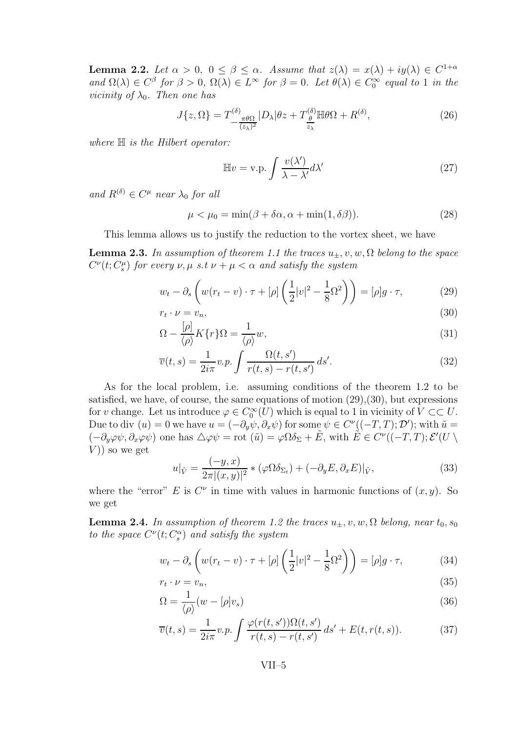**Lemma 2.2.** *Let $\alpha > 0$, $0 \leq \beta \leq \alpha$. Assume that $z(\lambda) = x(\lambda) + iy(\lambda) \in C^{1+\alpha}$ and $\Omega(\lambda) \in C^\beta$ for $\beta > 0$, $\Omega(\lambda) \in L^\infty$ for $\beta = 0$. Let $\theta(\lambda) \in C_0^\infty$ equal to 1 in the vicinity of $\lambda_0$. Then one has*

$$J\{z, \Omega\} = T^{(\delta)}_{-\frac{\pi\theta\Omega}{(z_\lambda)^2}} |D_\lambda| \theta z + T^{(\delta)}_{\frac{\theta}{z_\lambda}} \mathbb{H} \theta \Omega + R^{(\delta)}, \tag{26}$$

*where $\mathbb{H}$ is the Hilbert operator:*

$$\mathbb{H} v = \text{v.p.} \int \frac{v(\lambda')}{\lambda - \lambda'} d\lambda' \tag{27}$$

*and $R^{(\delta)} \in C^\mu$ near $\lambda_0$ for all*

$$\mu < \mu_0 = \min(\beta + \delta\alpha, \alpha + \min(1, \delta\beta)). \tag{28}$$

This lemma allows us to justify the reduction to the vortex sheet, we have

**Lemma 2.3.** *In assumption of theorem 1.1 the traces $u_\pm, v, w, \Omega$ belong to the space $C^\nu(t; C^\mu_s)$ for every $\nu, \mu$ s.t $\nu + \mu < \alpha$ and satisfy the system*

$$w_t - \partial_s \left( w(r_t - v) \cdot \tau + [\rho] \left( \frac{1}{2}|v|^2 - \frac{1}{8}\Omega^2 \right) \right) = [\rho] g \cdot \tau, \tag{29}$$

$$r_t \cdot \nu = v_n, \tag{30}$$

$$\Omega - \frac{[\rho]}{\langle \rho \rangle} K\{r\}\Omega = \frac{1}{\langle \rho \rangle} w, \tag{31}$$

$$\overline{v}(t,s) = \frac{1}{2i\pi} v.p. \int \frac{\Omega(t,s')}{r(t,s) - r(t,s')} \, ds'. \tag{32}$$

As for the local problem, i.e. assuming conditions of the theorem 1.2 to be satisfied, we have, of course, the same equations of motion (29),(30), but expressions for $v$ change. Let us introduce $\varphi \in C_0^\infty(U)$ which is equal to 1 in vicinity of $V \subset\subset U$. Due to div $(u) = 0$ we have $u = (-\partial_y \psi, \partial_x \psi)$ for some $\psi \in C^\nu((-T,T); \mathcal{D}')$; with $\tilde{u} = (-\partial_y \varphi\psi, \partial_x \varphi\psi)$ one has $\triangle \varphi\psi = \text{rot } (\tilde{u}) = \varphi \Omega \delta_\Sigma + \tilde{E}$, with $\tilde{E} \in C^\nu((-T,T); \mathcal{E}'(U \setminus V))$ so we get

$$u|_{\tilde{V}} = \frac{(-y,x)}{2\pi |(x,y)|^2} * (\varphi \Omega \delta_{\Sigma_t}) + (-\partial_y E, \partial_x E)|_{\tilde{V}}, \tag{33}$$

where the "error" $E$ is $C^\nu$ in time with values in harmonic functions of $(x,y)$. So we get

**Lemma 2.4.** *In assumption of theorem 1.2 the traces $u_\pm, v, w, \Omega$ belong, near $t_0, s_0$ to the space $C^\nu(t; C^\alpha_s)$ and satisfy the system*

$$w_t - \partial_s \left( w(r_t - v) \cdot \tau + [\rho] \left( \frac{1}{2}|v|^2 - \frac{1}{8}\Omega^2 \right) \right) = [\rho] g \cdot \tau, \tag{34}$$

$$r_t \cdot \nu = v_n, \tag{35}$$

$$\Omega = \frac{1}{\langle \rho \rangle}(w - [\rho] v_s) \tag{36}$$

$$\overline{v}(t,s) = \frac{1}{2i\pi} v.p. \int \frac{\varphi(r(t,s'))\Omega(t,s')}{r(t,s) - r(t,s')} \, ds' + E(t, r(t,s)). \tag{37}$$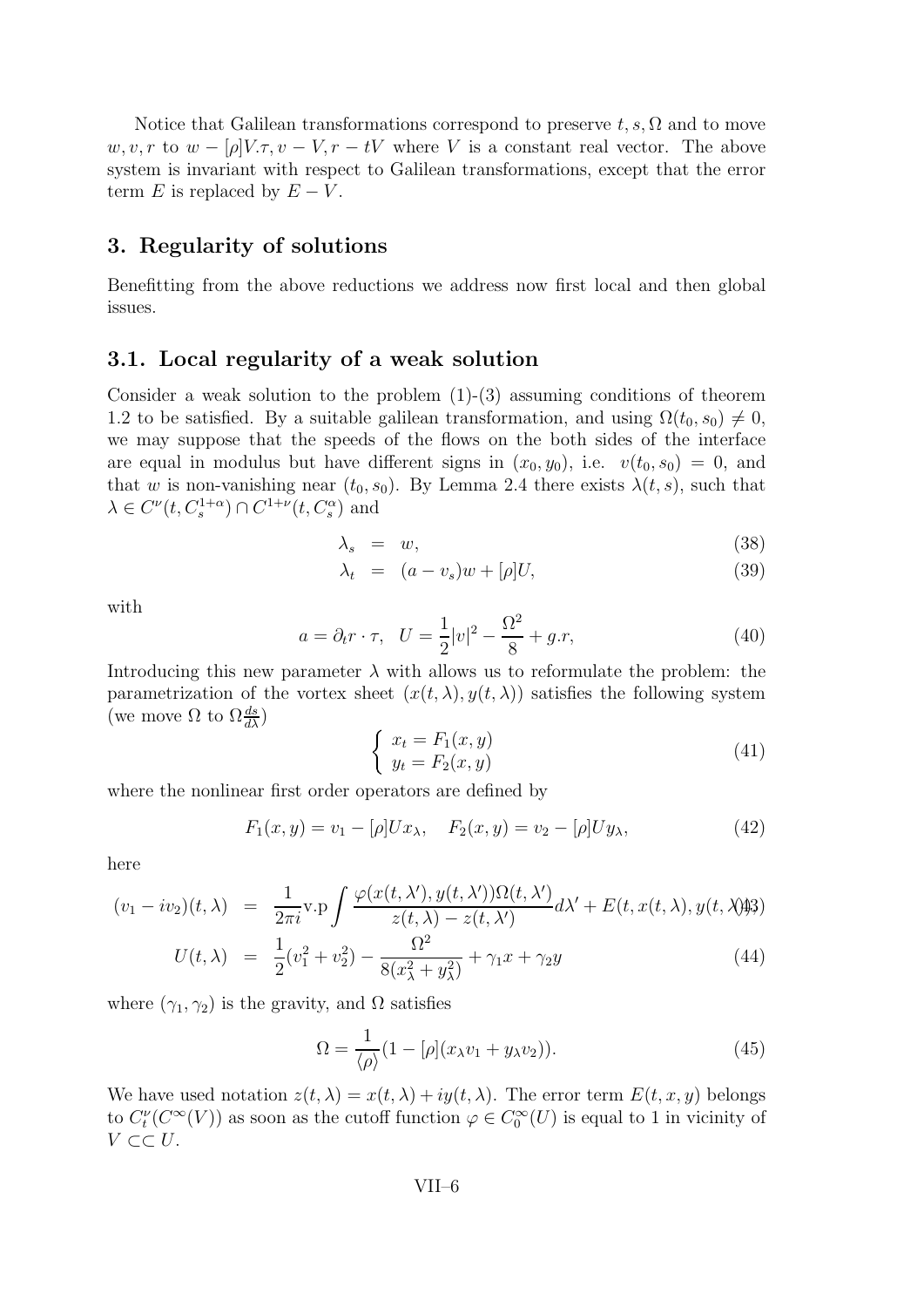Notice that Galilean transformations correspond to preserve $t, s, \Omega$ and to move $w, v, r$ to $w - [\rho]V.\tau, v - V, r - tV$ where $V$ is a constant real vector. The above system is invariant with respect to Galilean transformations, except that the error term $E$ is replaced by $E - V$.

## 3. Regularity of solutions

Benefitting from the above reductions we address now first local and then global issues.

### 3.1. Local regularity of a weak solution

Consider a weak solution to the problem (1)-(3) assuming conditions of theorem 1.2 to be satisfied. By a suitable galilean transformation, and using $\Omega(t_0, s_0) \neq 0$, we may suppose that the speeds of the flows on the both sides of the interface are equal in modulus but have different signs in $(x_0, y_0)$, i.e. $v(t_0, s_0) = 0$, and that $w$ is non-vanishing near $(t_0, s_0)$. By Lemma 2.4 there exists $\lambda(t, s)$, such that $\lambda \in C^\nu(t, C_s^{1+\alpha}) \cap C^{1+\nu}(t, C_s^\alpha)$ and

$$
\lambda_s = w, \tag{38}
$$

$$
\lambda_t = (a - v_s)w + [\rho]U, \tag{39}
$$

with

$$
a = \partial_t r \cdot \tau, \quad U = \frac{1}{2}|v|^2 - \frac{\Omega^2}{8} + g.r, \tag{40}
$$

Introducing this new parameter $\lambda$ with allows us to reformulate the problem: the parametrization of the vortex sheet $(x(t, \lambda), y(t, \lambda))$ satisfies the following system (we move $\Omega$ to $\Omega \frac{ds}{d\lambda}$)

$$
\begin{cases} x_t = F_1(x, y) \\ y_t = F_2(x, y) \end{cases} \tag{41}
$$

where the nonlinear first order operators are defined by

$$
F_1(x, y) = v_1 - [\rho]Ux_\lambda, \quad F_2(x, y) = v_2 - [\rho]Uy_\lambda, \tag{42}
$$

here

$$
(v_1 - iv_2)(t, \lambda) = \frac{1}{2\pi i}\text{v.p}\int \frac{\varphi(x(t, \lambda'), y(t, \lambda'))\Omega(t, \lambda')}{z(t, \lambda) - z(t, \lambda')}d\lambda' + E(t, x(t, \lambda), y(t, \lambda)), \tag{43}
$$

$$
U(t, \lambda) = \frac{1}{2}(v_1^2 + v_2^2) - \frac{\Omega^2}{8(x_\lambda^2 + y_\lambda^2)} + \gamma_1 x + \gamma_2 y \tag{44}
$$

where $(\gamma_1, \gamma_2)$ is the gravity, and $\Omega$ satisfies

$$
\Omega = \frac{1}{\langle \rho \rangle}(1 - [\rho](x_\lambda v_1 + y_\lambda v_2)). \tag{45}
$$

We have used notation $z(t, \lambda) = x(t, \lambda) + iy(t, \lambda)$. The error term $E(t, x, y)$ belongs to $C_t^\nu(C^\infty(V))$ as soon as the cutoff function $\varphi \in C_0^\infty(U)$ is equal to 1 in vicinity of $V \subset\subset U$.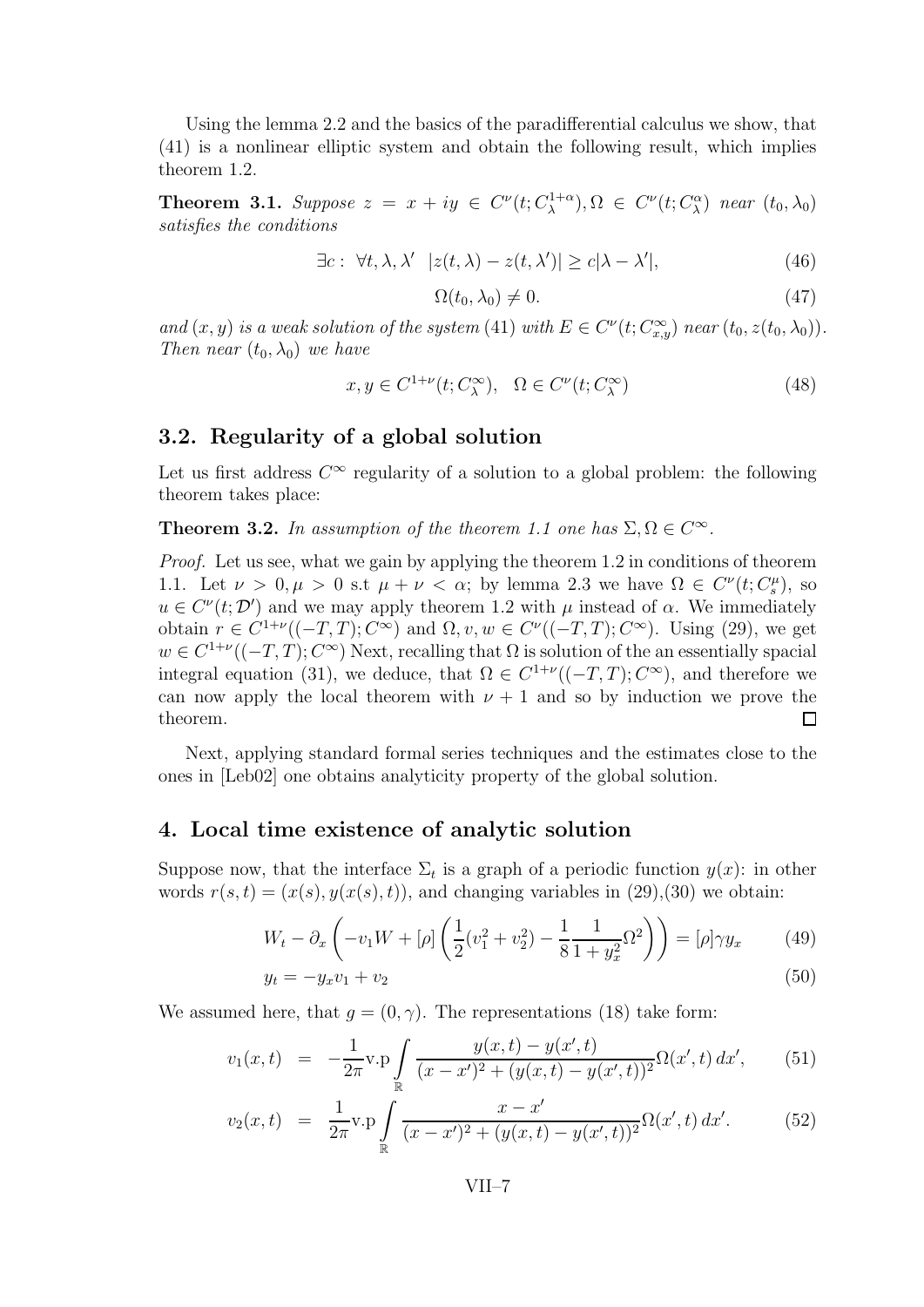Using the lemma 2.2 and the basics of the paradifferential calculus we show, that (41) is a nonlinear elliptic system and obtain the following result, which implies theorem 1.2.

**Theorem 3.1.** *Suppose* $z = x + iy \in C^\nu(t; C^{1+\alpha}_\lambda), \Omega \in C^\nu(t; C^\alpha_\lambda)$ *near* $(t_0, \lambda_0)$ *satisfies the conditions*

$$\exists c: \ \forall t, \lambda, \lambda' \ \ |z(t,\lambda) - z(t,\lambda')| \geq c|\lambda - \lambda'|, \tag{46}$$

$$\Omega(t_0, \lambda_0) \neq 0. \tag{47}$$

*and* $(x, y)$ *is a weak solution of the system* (41) *with* $E \in C^\nu(t; C^\infty_{x,y})$ *near* $(t_0, z(t_0, \lambda_0))$. *Then near* $(t_0, \lambda_0)$ *we have*

$$x, y \in C^{1+\nu}(t; C^\infty_\lambda), \quad \Omega \in C^\nu(t; C^\infty_\lambda) \tag{48}$$

## 3.2. Regularity of a global solution

Let us first address $C^\infty$ regularity of a solution to a global problem: the following theorem takes place:

**Theorem 3.2.** *In assumption of the theorem 1.1 one has* $\Sigma, \Omega \in C^\infty$.

*Proof.* Let us see, what we gain by applying the theorem 1.2 in conditions of theorem 1.1. Let $\nu > 0, \mu > 0$ s.t $\mu + \nu < \alpha$; by lemma 2.3 we have $\Omega \in C^\nu(t; C^\mu_s)$, so $u \in C^\nu(t; \mathcal{D}')$ and we may apply theorem 1.2 with $\mu$ instead of $\alpha$. We immediately obtain $r \in C^{1+\nu}((-T,T); C^\infty)$ and $\Omega, v, w \in C^\nu((-T,T); C^\infty)$. Using (29), we get $w \in C^{1+\nu}((-T,T); C^\infty)$ Next, recalling that $\Omega$ is solution of the an essentially spacial integral equation (31), we deduce, that $\Omega \in C^{1+\nu}((-T,T); C^\infty)$, and therefore we can now apply the local theorem with $\nu + 1$ and so by induction we prove the theorem. ∎

Next, applying standard formal series techniques and the estimates close to the ones in [Leb02] one obtains analyticity property of the global solution.

# 4. Local time existence of analytic solution

Suppose now, that the interface $\Sigma_t$ is a graph of a periodic function $y(x)$: in other words $r(s,t) = (x(s), y(x(s), t))$, and changing variables in (29),(30) we obtain:

$$W_t - \partial_x \left( -v_1 W + [\rho] \left( \frac{1}{2}(v_1^2 + v_2^2) - \frac{1}{8} \frac{1}{1 + y_x^2} \Omega^2 \right) \right) = [\rho] \gamma y_x \tag{49}$$

$$y_t = -y_x v_1 + v_2 \tag{50}$$

We assumed here, that $g = (0, \gamma)$. The representations (18) take form:

$$v_1(x,t) = -\frac{1}{2\pi} \text{v.p} \int_{\mathbb{R}} \frac{y(x,t) - y(x',t)}{(x - x')^2 + (y(x,t) - y(x',t))^2} \Omega(x',t)\, dx', \tag{51}$$

$$v_2(x,t) = \frac{1}{2\pi} \text{v.p} \int_{\mathbb{R}} \frac{x - x'}{(x - x')^2 + (y(x,t) - y(x',t))^2} \Omega(x',t)\, dx'. \tag{52}$$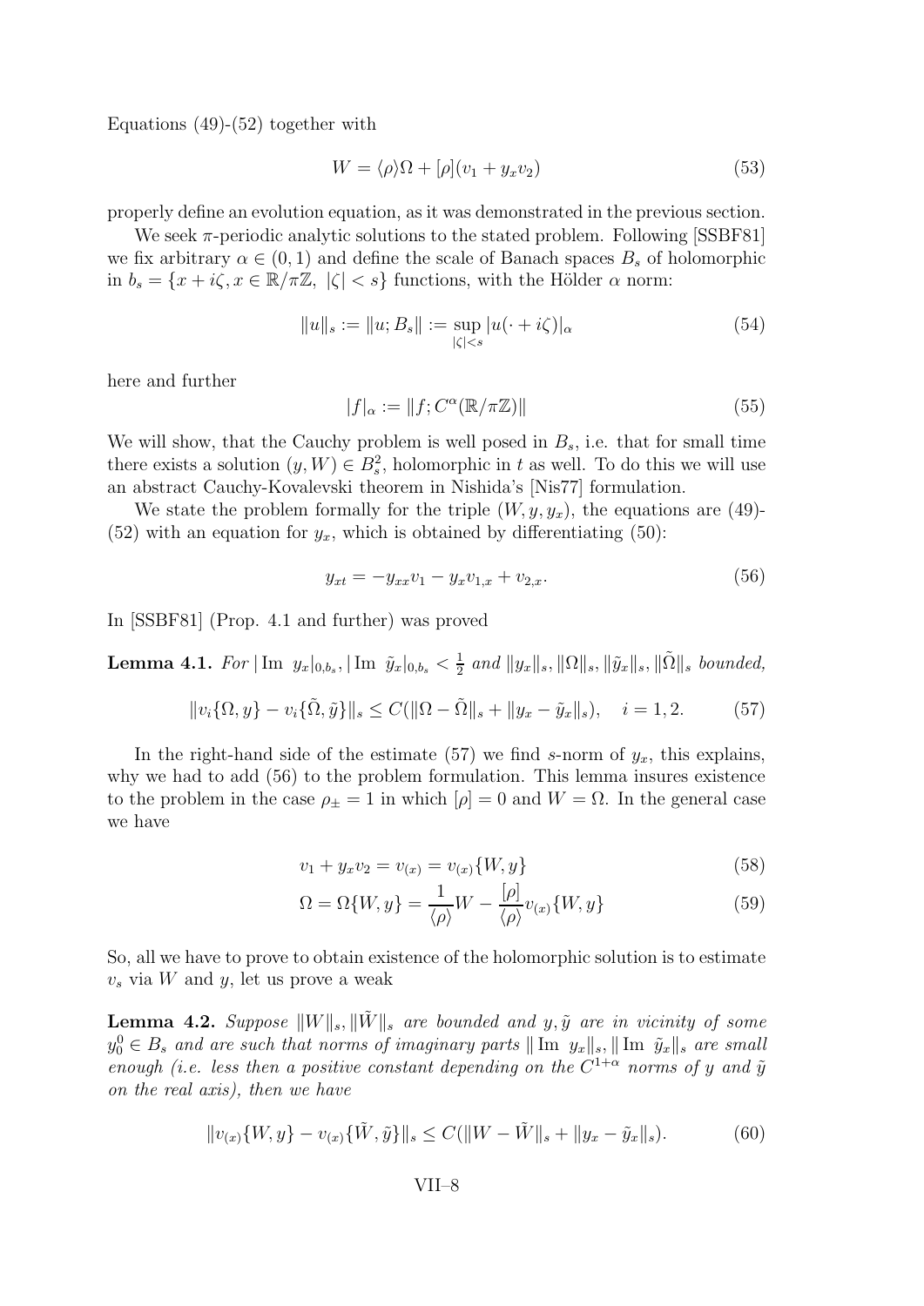Equations (49)-(52) together with

$$W = \langle\rho\rangle\Omega + [\rho](v_1 + y_x v_2) \tag{53}$$

properly define an evolution equation, as it was demonstrated in the previous section.

We seek $\pi$-periodic analytic solutions to the stated problem. Following [SSBF81] we fix arbitrary $\alpha \in (0,1)$ and define the scale of Banach spaces $B_s$ of holomorphic in $b_s = \{x + i\zeta, x \in \mathbb{R}/\pi\mathbb{Z},\ |\zeta| < s\}$ functions, with the Hölder $\alpha$ norm:

$$\|u\|_s := \|u; B_s\| := \sup_{|\zeta|<s} |u(\cdot + i\zeta)|_\alpha \tag{54}$$

here and further

$$|f|_\alpha := \|f; C^\alpha(\mathbb{R}/\pi\mathbb{Z})\| \tag{55}$$

We will show, that the Cauchy problem is well posed in $B_s$, i.e. that for small time there exists a solution $(y, W) \in B_s^2$, holomorphic in $t$ as well. To do this we will use an abstract Cauchy-Kovalevski theorem in Nishida's [Nis77] formulation.

We state the problem formally for the triple $(W, y, y_x)$, the equations are (49)-(52) with an equation for $y_x$, which is obtained by differentiating (50):

$$y_{xt} = -y_{xx}v_1 - y_x v_{1,x} + v_{2,x}. \tag{56}$$

In [SSBF81] (Prop. 4.1 and further) was proved

**Lemma 4.1.** *For* $|\operatorname{Im}\ y_x|_{0,b_s}, |\operatorname{Im}\ \tilde{y}_x|_{0,b_s} < \frac{1}{2}$ *and* $\|y_x\|_s, \|\Omega\|_s, \|\tilde{y}_x\|_s, \|\tilde{\Omega}\|_s$ *bounded,*

$$\|v_i\{\Omega, y\} - v_i\{\tilde{\Omega}, \tilde{y}\}\|_s \le C(\|\Omega - \tilde{\Omega}\|_s + \|y_x - \tilde{y}_x\|_s), \quad i = 1,2. \tag{57}$$

In the right-hand side of the estimate (57) we find $s$-norm of $y_x$, this explains, why we had to add (56) to the problem formulation. This lemma insures existence to the problem in the case $\rho_\pm = 1$ in which $[\rho] = 0$ and $W = \Omega$. In the general case we have

$$v_1 + y_x v_2 = v_{(x)} = v_{(x)}\{W, y\} \tag{58}$$

$$\Omega = \Omega\{W, y\} = \frac{1}{\langle\rho\rangle}W - \frac{[\rho]}{\langle\rho\rangle}v_{(x)}\{W, y\} \tag{59}$$

So, all we have to prove to obtain existence of the holomorphic solution is to estimate $v_s$ via $W$ and $y$, let us prove a weak

**Lemma 4.2.** *Suppose* $\|W\|_s, \|\tilde{W}\|_s$ *are bounded and* $y, \tilde{y}$ *are in vicinity of some* $y_0^0 \in B_s$ *and are such that norms of imaginary parts* $\|\operatorname{Im}\ y_x\|_s, \|\operatorname{Im}\ \tilde{y}_x\|_s$ *are small enough (i.e. less then a positive constant depending on the* $C^{1+\alpha}$ *norms of* $y$ *and* $\tilde{y}$ *on the real axis), then we have*

$$\|v_{(x)}\{W, y\} - v_{(x)}\{\tilde{W}, \tilde{y}\}\|_s \le C(\|W - \tilde{W}\|_s + \|y_x - \tilde{y}_x\|_s). \tag{60}$$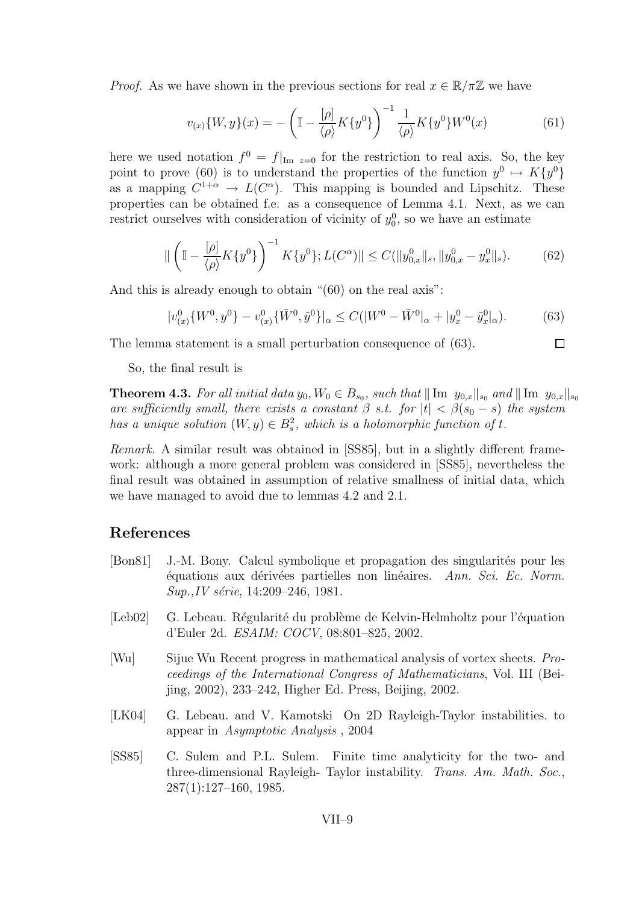*Proof.* As we have shown in the previous sections for real $x \in \mathbb{R}/\pi\mathbb{Z}$ we have

$$v_{(x)}\{W, y\}(x) = -\left(\mathbb{I} - \frac{[\rho]}{\langle\rho\rangle} K\{y^0\}\right)^{-1} \frac{1}{\langle\rho\rangle} K\{y^0\} W^0(x) \tag{61}$$

here we used notation $f^0 = f|_{\mathrm{Im}\ z=0}$ for the restriction to real axis. So, the key point to prove (60) is to understand the properties of the function $y^0 \mapsto K\{y^0\}$ as a mapping $C^{1+\alpha} \to L(C^\alpha)$. This mapping is bounded and Lipschitz. These properties can be obtained f.e. as a consequence of Lemma 4.1. Next, as we can restrict ourselves with consideration of vicinity of $y_0^0$, so we have an estimate

$$\| \left(\mathbb{I} - \frac{[\rho]}{\langle\rho\rangle} K\{y^0\}\right)^{-1} K\{y^0\}; L(C^\alpha)\| \leq C(\|y_{0,x}^0\|_s, \|y_{0,x}^0 - y_x^0\|_s). \tag{62}$$

And this is already enough to obtain "(60) on the real axis":

$$|v_{(x)}^0\{W^0, y^0\} - v_{(x)}^0\{\tilde{W}^0, \tilde{y}^0\}|_\alpha \leq C(|W^0 - \tilde{W}^0|_\alpha + |y_x^0 - \tilde{y}_x^0|_\alpha). \tag{63}$$

The lemma statement is a small perturbation consequence of (63). □

So, the final result is

**Theorem 4.3.** *For all initial data $y_0, W_0 \in B_{s_0}$, such that $\|\,\mathrm{Im}\ y_{0,x}\|_{s_0}$ and $\|\,\mathrm{Im}\ y_{0,x}\|_{s_0}$ are sufficiently small, there exists a constant $\beta$ s.t. for $|t| < \beta(s_0 - s)$ the system has a unique solution $(W, y) \in B_s^2$, which is a holomorphic function of $t$.*

*Remark.* A similar result was obtained in [SS85], but in a slightly different framework: although a more general problem was considered in [SS85], nevertheless the final result was obtained in assumption of relative smallness of initial data, which we have managed to avoid due to lemmas 4.2 and 2.1.

## References

[Bon81] J.-M. Bony. Calcul symbolique et propagation des singularités pour les équations aux dérivées partielles non linéaires. *Ann. Sci. Ec. Norm. Sup.,IV série*, 14:209–246, 1981.

[Leb02] G. Lebeau. Régularité du problème de Kelvin-Helmholtz pour l'équation d'Euler 2d. *ESAIM: COCV*, 08:801–825, 2002.

[Wu] Sijue Wu Recent progress in mathematical analysis of vortex sheets. *Proceedings of the International Congress of Mathematicians*, Vol. III (Beijing, 2002), 233–242, Higher Ed. Press, Beijing, 2002.

[LK04] G. Lebeau. and V. Kamotski On 2D Rayleigh-Taylor instabilities. to appear in *Asymptotic Analysis* , 2004

[SS85] C. Sulem and P.L. Sulem. Finite time analyticity for the two- and three-dimensional Rayleigh- Taylor instability. *Trans. Am. Math. Soc.*, 287(1):127–160, 1985.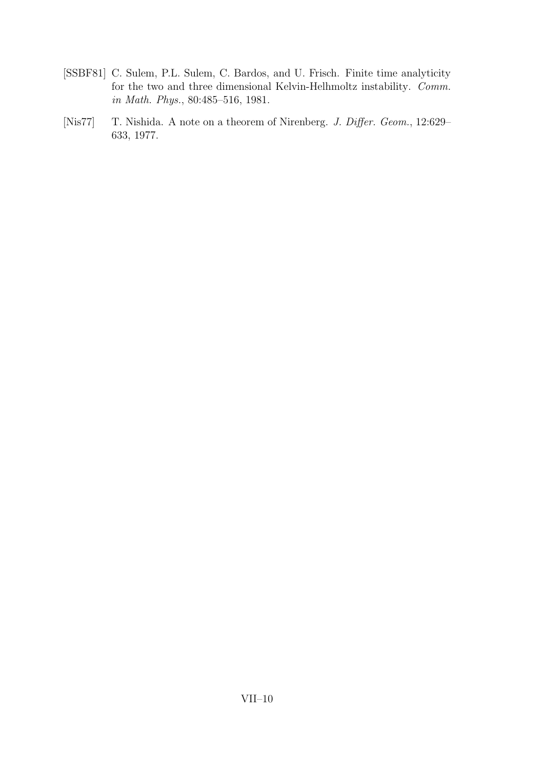[SSBF81] C. Sulem, P.L. Sulem, C. Bardos, and U. Frisch. Finite time analyticity for the two and three dimensional Kelvin-Helhmoltz instability. *Comm. in Math. Phys.*, 80:485–516, 1981.

[Nis77] T. Nishida. A note on a theorem of Nirenberg. *J. Differ. Geom.*, 12:629–633, 1977.